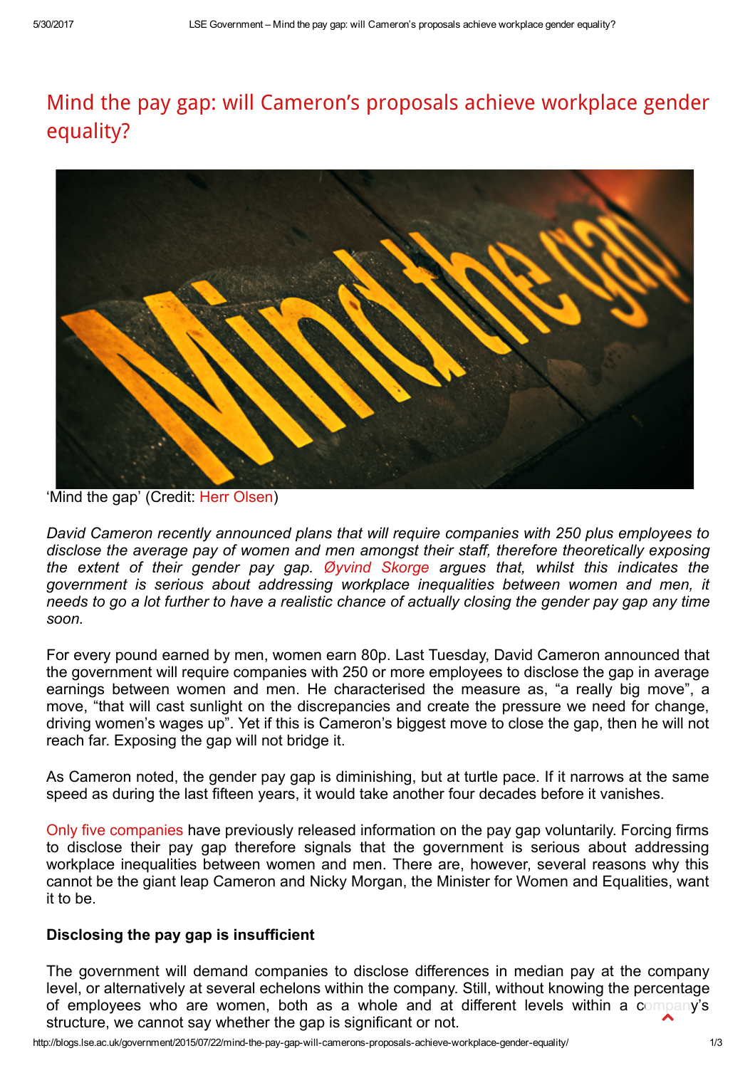# Mind the pay gap: will Cameron's proposals achieve workplace gender equality?

'Mind the gap' (Credit: Herr Olsen)

*David Cameron recently announced plans that will require companies with 250 plus employees to disclose the average pay of women and men amongst their staff, therefore theoretically exposing the extent of their gender pay gap. Øyvind Skorge argues that, whilst this indicates the government is serious about addressing workplace inequalities between women and men, it needs to go a lot further to have a realistic chance of actually closing the gender pay gap any time soon.*

For every pound earned by men, women earn 80p. Last Tuesday, David Cameron announced that the government will require companies with 250 or more employees to disclose the gap in average earnings between women and men. He characterised the measure as, "a really big move", a move, "that will cast sunlight on the discrepancies and create the pressure we need for change, driving women's wages up". Yet if this is Cameron's biggest move to close the gap, then he will not reach far. Exposing the gap will not bridge it.

As Cameron noted, the gender pay gap is diminishing, but at turtle pace. If it narrows at the same speed as during the last fifteen years, it would take another four decades before it vanishes.

Only five companies have previously released information on the pay gap voluntarily. Forcing firms to disclose their pay gap therefore signals that the government is serious about addressing workplace inequalities between women and men. There are, however, several reasons why this cannot be the giant leap Cameron and Nicky Morgan, the Minister for Women and Equalities, want it to be.

**Disclosing the pay gap is insufficient**

The government will demand companies to disclose differences in median pay at the company level, or alternatively at several echelons within the company. Still, without knowing the percentage of employees who are women, both as a whole and at different levels within a company's structure, we cannot say whether the gap is significant or not.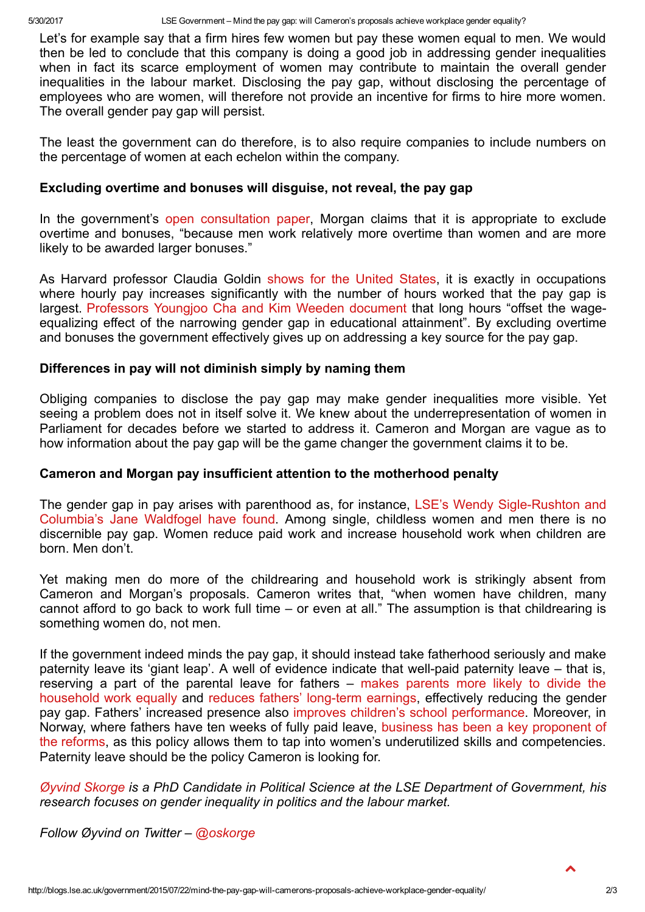Let's for example say that a firm hires few women but pay these women equal to men. We would then be led to conclude that this company is doing a good job in addressing gender inequalities when in fact its scarce employment of women may contribute to maintain the overall gender inequalities in the labour market. Disclosing the pay gap, without disclosing the percentage of employees who are women, will therefore not provide an incentive for firms to hire more women. The overall gender pay gap will persist.

The least the government can do therefore, is to also require companies to include numbers on the percentage of women at each echelon within the company.

**Excluding overtime and bonuses will disguise, not reveal, the pay gap**

In the government's open consultation paper, Morgan claims that it is appropriate to exclude overtime and bonuses, "because men work relatively more overtime than women and are more likely to be awarded larger bonuses."

As Harvard professor Claudia Goldin shows for the United States, it is exactly in occupations where hourly pay increases significantly with the number of hours worked that the pay gap is largest. Professors Youngjoo Cha and Kim Weeden document that long hours "offset the wage-equalizing effect of the narrowing gender gap in educational attainment". By excluding overtime and bonuses the government effectively gives up on addressing a key source for the pay gap.

**Differences in pay will not diminish simply by naming them**

Obliging companies to disclose the pay gap may make gender inequalities more visible. Yet seeing a problem does not in itself solve it. We knew about the underrepresentation of women in Parliament for decades before we started to address it. Cameron and Morgan are vague as to how information about the pay gap will be the game changer the government claims it to be.

**Cameron and Morgan pay insufficient attention to the motherhood penalty**

The gender gap in pay arises with parenthood as, for instance, LSE's Wendy Sigle-Rushton and Columbia's Jane Waldfogel have found. Among single, childless women and men there is no discernible pay gap. Women reduce paid work and increase household work when children are born. Men don't.

Yet making men do more of the childrearing and household work is strikingly absent from Cameron and Morgan's proposals. Cameron writes that, "when women have children, many cannot afford to go back to work full time – or even at all." The assumption is that childrearing is something women do, not men.

If the government indeed minds the pay gap, it should instead take fatherhood seriously and make paternity leave its 'giant leap'. A well of evidence indicate that well-paid paternity leave – that is, reserving a part of the parental leave for fathers – makes parents more likely to divide the household work equally and reduces fathers' long-term earnings, effectively reducing the gender pay gap. Fathers' increased presence also improves children's school performance. Moreover, in Norway, where fathers have ten weeks of fully paid leave, business has been a key proponent of the reforms, as this policy allows them to tap into women's underutilized skills and competencies. Paternity leave should be the policy Cameron is looking for.

*Øyvind Skorge is a PhD Candidate in Political Science at the LSE Department of Government, his research focuses on gender inequality in politics and the labour market.*

*Follow Øyvind on Twitter – @oskorge*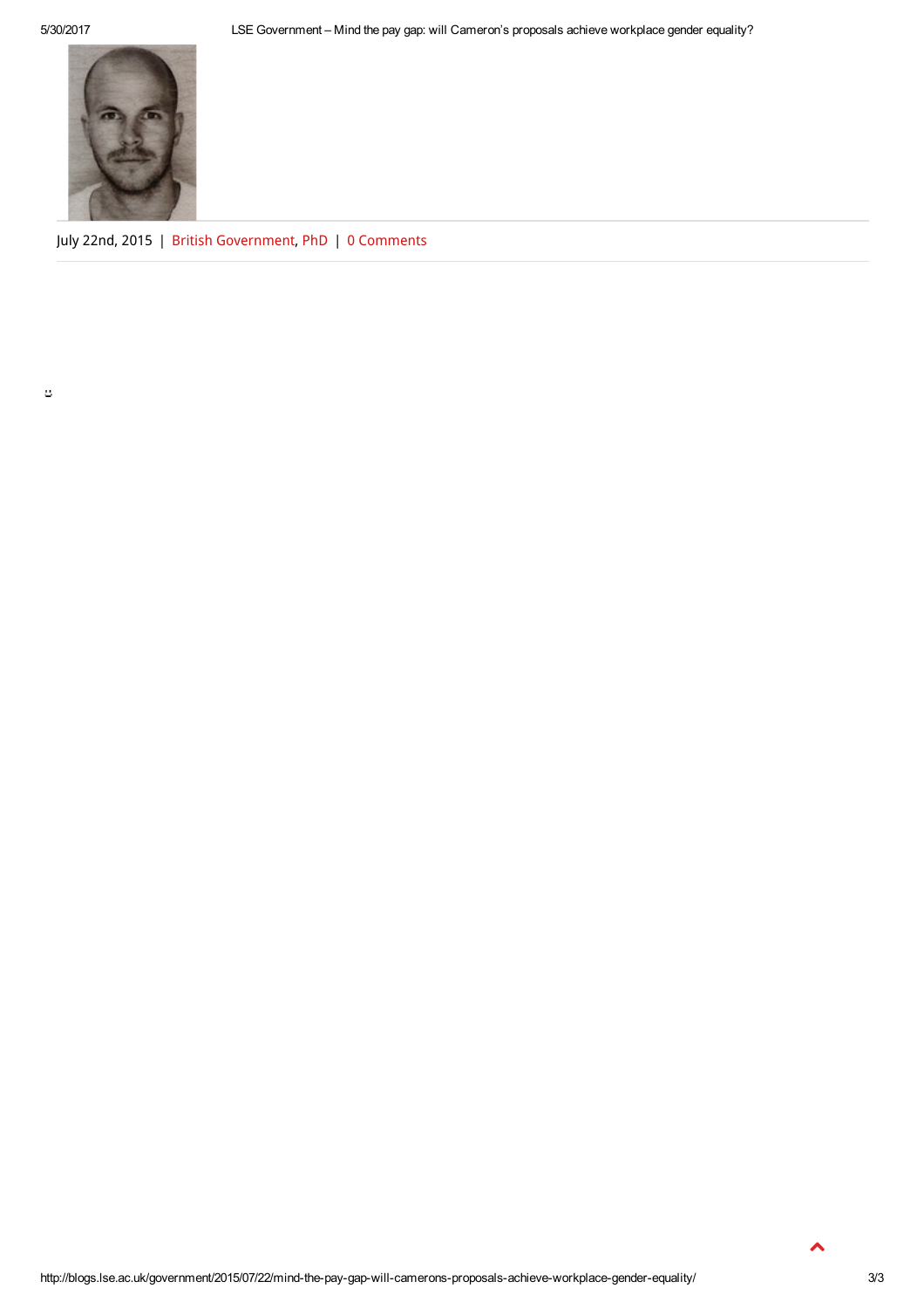July 22nd, 2015 | British Government, PhD | 0 Comments